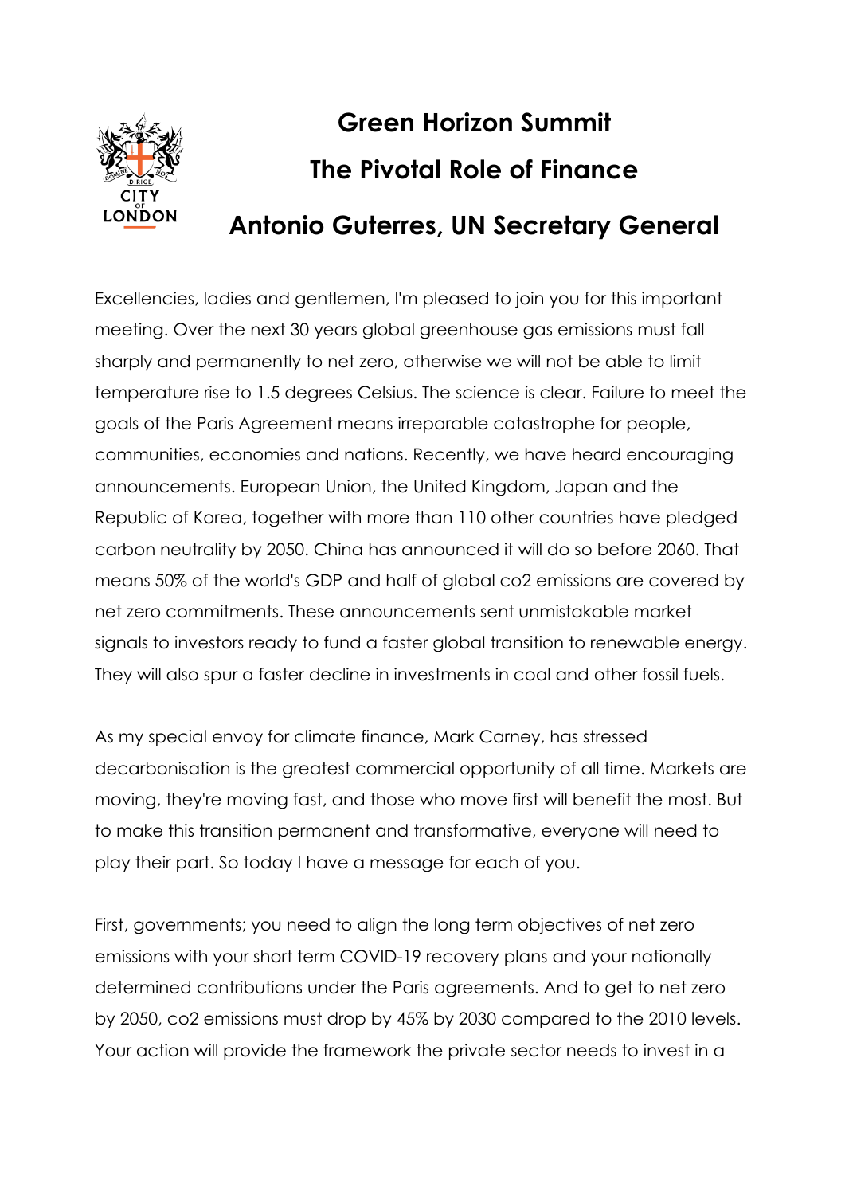# Green Horizon Summit

## The Pivotal Role of Finance

## Antonio Guterres, UN Secretary General

Excellencies, ladies and gentlemen, I'm pleased to join you for this important meeting. Over the next 30 years global greenhouse gas emissions must fall sharply and permanently to net zero, otherwise we will not be able to limit temperature rise to 1.5 degrees Celsius. The science is clear. Failure to meet the goals of the Paris Agreement means irreparable catastrophe for people, communities, economies and nations. Recently, we have heard encouraging announcements. European Union, the United Kingdom, Japan and the Republic of Korea, together with more than 110 other countries have pledged carbon neutrality by 2050. China has announced it will do so before 2060. That means 50% of the world's GDP and half of global co2 emissions are covered by net zero commitments. These announcements sent unmistakable market signals to investors ready to fund a faster global transition to renewable energy. They will also spur a faster decline in investments in coal and other fossil fuels.

As my special envoy for climate finance, Mark Carney, has stressed decarbonisation is the greatest commercial opportunity of all time. Markets are moving, they're moving fast, and those who move first will benefit the most. But to make this transition permanent and transformative, everyone will need to play their part. So today I have a message for each of you.

First, governments; you need to align the long term objectives of net zero emissions with your short term COVID-19 recovery plans and your nationally determined contributions under the Paris agreements. And to get to net zero by 2050, co2 emissions must drop by 45% by 2030 compared to the 2010 levels. Your action will provide the framework the private sector needs to invest in a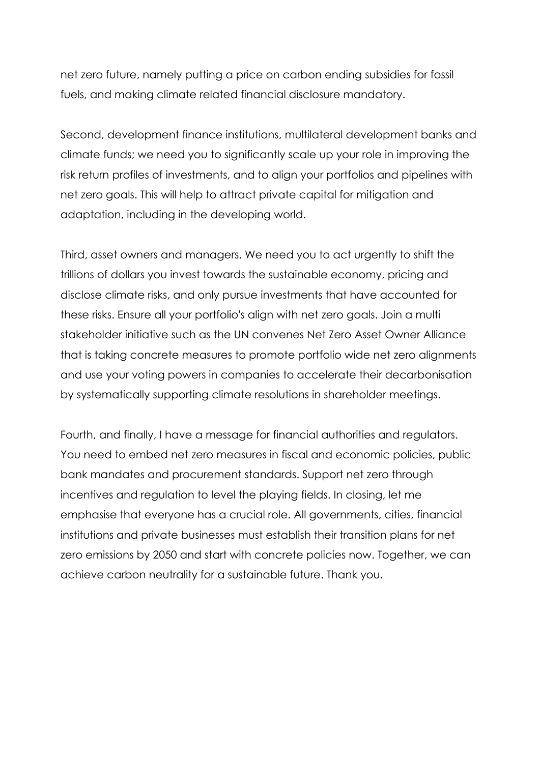net zero future, namely putting a price on carbon ending subsidies for fossil fuels, and making climate related financial disclosure mandatory.

Second, development finance institutions, multilateral development banks and climate funds; we need you to significantly scale up your role in improving the risk return profiles of investments, and to align your portfolios and pipelines with net zero goals. This will help to attract private capital for mitigation and adaptation, including in the developing world.

Third, asset owners and managers. We need you to act urgently to shift the trillions of dollars you invest towards the sustainable economy, pricing and disclose climate risks, and only pursue investments that have accounted for these risks. Ensure all your portfolio's align with net zero goals. Join a multi stakeholder initiative such as the UN convenes Net Zero Asset Owner Alliance that is taking concrete measures to promote portfolio wide net zero alignments and use your voting powers in companies to accelerate their decarbonisation by systematically supporting climate resolutions in shareholder meetings.

Fourth, and finally, I have a message for financial authorities and regulators. You need to embed net zero measures in fiscal and economic policies, public bank mandates and procurement standards. Support net zero through incentives and regulation to level the playing fields. In closing, let me emphasise that everyone has a crucial role. All governments, cities, financial institutions and private businesses must establish their transition plans for net zero emissions by 2050 and start with concrete policies now. Together, we can achieve carbon neutrality for a sustainable future. Thank you.